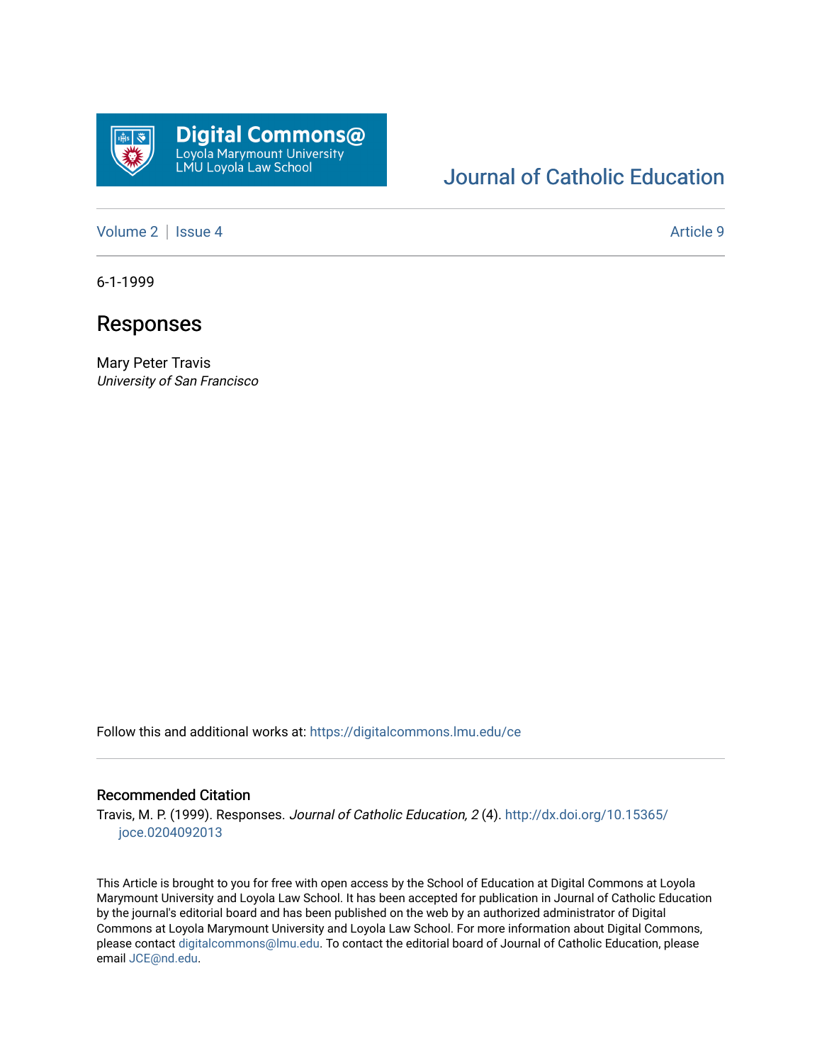Journal of Catholic Education

Volume 2 | Issue 4 Article 9

6-1-1999

# Responses

Mary Peter Travis
*University of San Francisco*

Follow this and additional works at: https://digitalcommons.lmu.edu/ce

## Recommended Citation

Travis, M. P. (1999). Responses. *Journal of Catholic Education, 2* (4). http://dx.doi.org/10.15365/joce.0204092013

This Article is brought to you for free with open access by the School of Education at Digital Commons at Loyola Marymount University and Loyola Law School. It has been accepted for publication in Journal of Catholic Education by the journal's editorial board and has been published on the web by an authorized administrator of Digital Commons at Loyola Marymount University and Loyola Law School. For more information about Digital Commons, please contact digitalcommons@lmu.edu. To contact the editorial board of Journal of Catholic Education, please email JCE@nd.edu.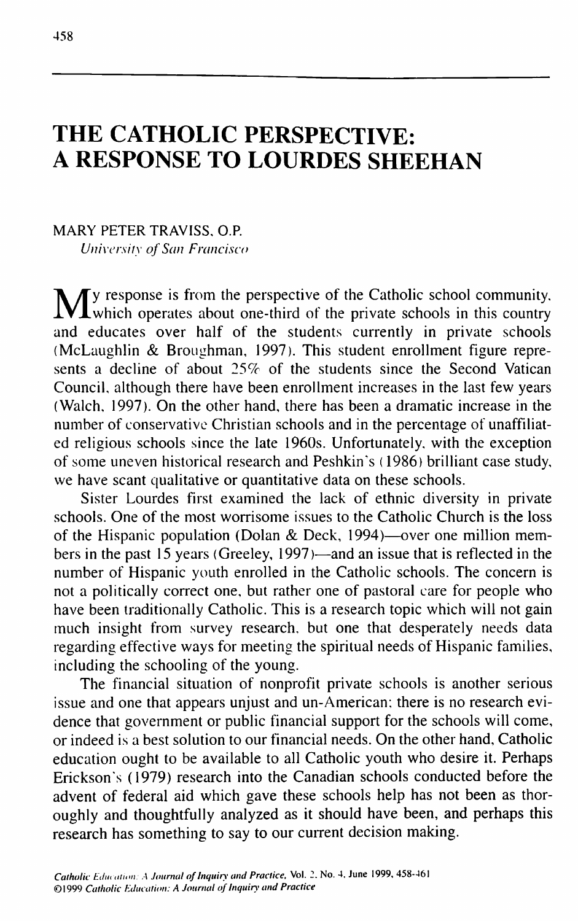# THE CATHOLIC PERSPECTIVE: A RESPONSE TO LOURDES SHEEHAN

MARY PETER TRAVISS, O.P.
*University of San Francisco*

My response is from the perspective of the Catholic school community, which operates about one-third of the private schools in this country and educates over half of the students currently in private schools (McLaughlin & Broughman, 1997). This student enrollment figure represents a decline of about 25% of the students since the Second Vatican Council, although there have been enrollment increases in the last few years (Walch, 1997). On the other hand, there has been a dramatic increase in the number of conservative Christian schools and in the percentage of unaffiliated religious schools since the late 1960s. Unfortunately, with the exception of some uneven historical research and Peshkin's (1986) brilliant case study, we have scant qualitative or quantitative data on these schools.

Sister Lourdes first examined the lack of ethnic diversity in private schools. One of the most worrisome issues to the Catholic Church is the loss of the Hispanic population (Dolan & Deck, 1994)—over one million members in the past 15 years (Greeley, 1997)—and an issue that is reflected in the number of Hispanic youth enrolled in the Catholic schools. The concern is not a politically correct one, but rather one of pastoral care for people who have been traditionally Catholic. This is a research topic which will not gain much insight from survey research, but one that desperately needs data regarding effective ways for meeting the spiritual needs of Hispanic families, including the schooling of the young.

The financial situation of nonprofit private schools is another serious issue and one that appears unjust and un-American; there is no research evidence that government or public financial support for the schools will come, or indeed is a best solution to our financial needs. On the other hand, Catholic education ought to be available to all Catholic youth who desire it. Perhaps Erickson's (1979) research into the Canadian schools conducted before the advent of federal aid which gave these schools help has not been as thoroughly and thoughtfully analyzed as it should have been, and perhaps this research has something to say to our current decision making.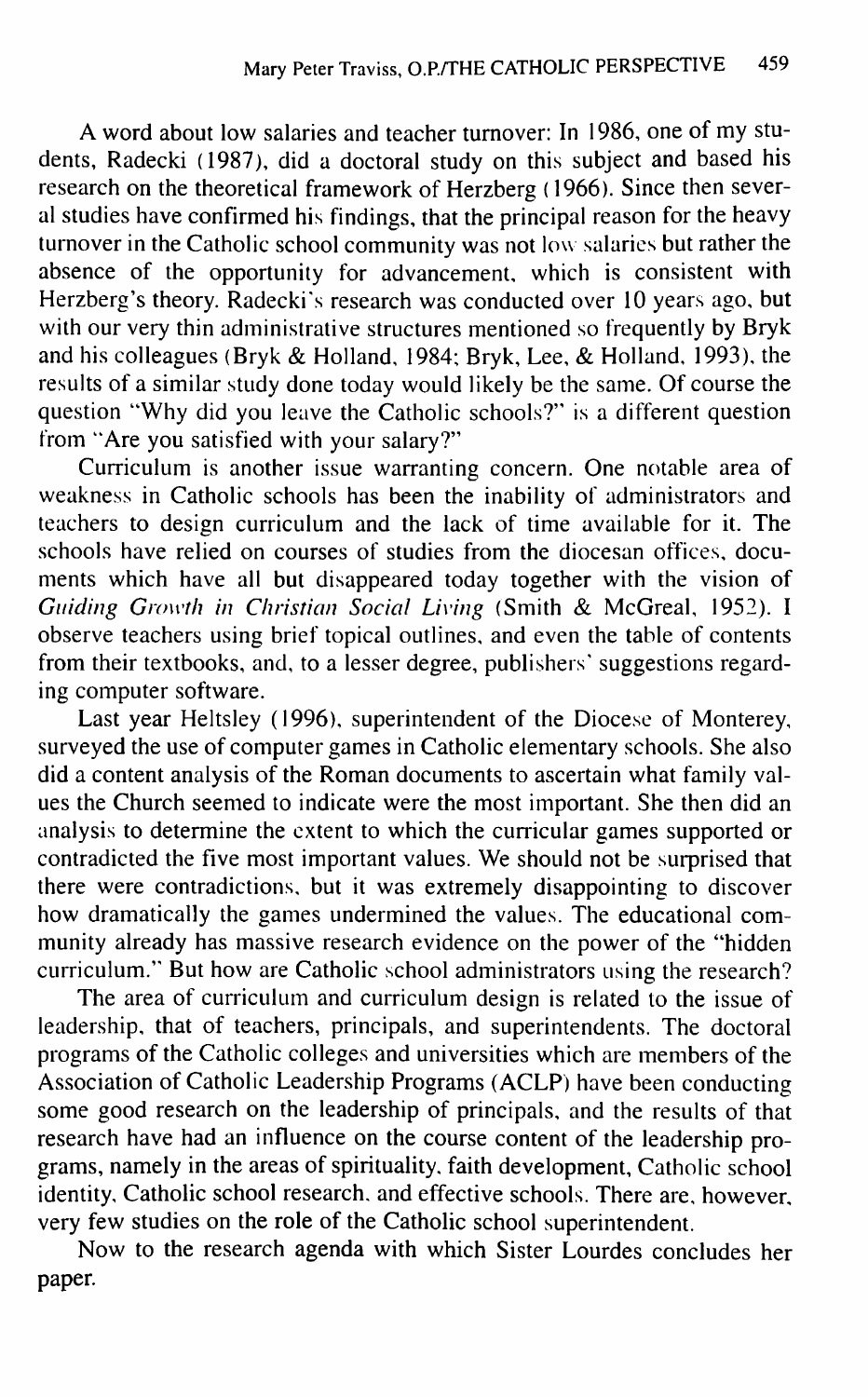A word about low salaries and teacher turnover: In 1986, one of my students, Radecki (1987), did a doctoral study on this subject and based his research on the theoretical framework of Herzberg (1966). Since then several studies have confirmed his findings, that the principal reason for the heavy turnover in the Catholic school community was not low salaries but rather the absence of the opportunity for advancement, which is consistent with Herzberg's theory. Radecki's research was conducted over 10 years ago, but with our very thin administrative structures mentioned so frequently by Bryk and his colleagues (Bryk & Holland, 1984; Bryk, Lee, & Holland, 1993), the results of a similar study done today would likely be the same. Of course the question "Why did you leave the Catholic schools?" is a different question from "Are you satisfied with your salary?"

Curriculum is another issue warranting concern. One notable area of weakness in Catholic schools has been the inability of administrators and teachers to design curriculum and the lack of time available for it. The schools have relied on courses of studies from the diocesan offices, documents which have all but disappeared today together with the vision of *Guiding Growth in Christian Social Living* (Smith & McGreal, 1952). I observe teachers using brief topical outlines, and even the table of contents from their textbooks, and, to a lesser degree, publishers' suggestions regarding computer software.

Last year Heltsley (1996), superintendent of the Diocese of Monterey, surveyed the use of computer games in Catholic elementary schools. She also did a content analysis of the Roman documents to ascertain what family values the Church seemed to indicate were the most important. She then did an analysis to determine the extent to which the curricular games supported or contradicted the five most important values. We should not be surprised that there were contradictions, but it was extremely disappointing to discover how dramatically the games undermined the values. The educational community already has massive research evidence on the power of the "hidden curriculum." But how are Catholic school administrators using the research?

The area of curriculum and curriculum design is related to the issue of leadership, that of teachers, principals, and superintendents. The doctoral programs of the Catholic colleges and universities which are members of the Association of Catholic Leadership Programs (ACLP) have been conducting some good research on the leadership of principals, and the results of that research have had an influence on the course content of the leadership programs, namely in the areas of spirituality, faith development, Catholic school identity, Catholic school research, and effective schools. There are, however, very few studies on the role of the Catholic school superintendent.

Now to the research agenda with which Sister Lourdes concludes her paper.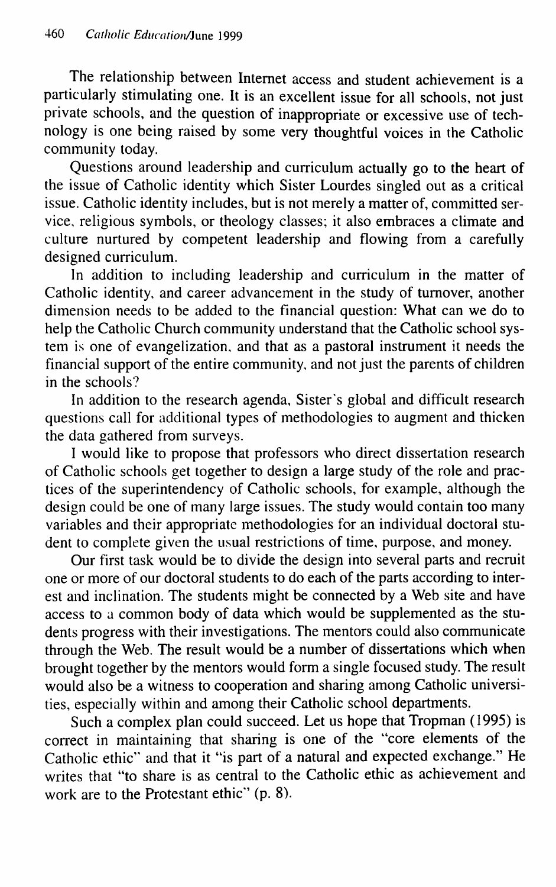The relationship between Internet access and student achievement is a particularly stimulating one. It is an excellent issue for all schools, not just private schools, and the question of inappropriate or excessive use of technology is one being raised by some very thoughtful voices in the Catholic community today.

Questions around leadership and curriculum actually go to the heart of the issue of Catholic identity which Sister Lourdes singled out as a critical issue. Catholic identity includes, but is not merely a matter of, committed service, religious symbols, or theology classes; it also embraces a climate and culture nurtured by competent leadership and flowing from a carefully designed curriculum.

In addition to including leadership and curriculum in the matter of Catholic identity, and career advancement in the study of turnover, another dimension needs to be added to the financial question: What can we do to help the Catholic Church community understand that the Catholic school system is one of evangelization, and that as a pastoral instrument it needs the financial support of the entire community, and not just the parents of children in the schools?

In addition to the research agenda, Sister's global and difficult research questions call for additional types of methodologies to augment and thicken the data gathered from surveys.

I would like to propose that professors who direct dissertation research of Catholic schools get together to design a large study of the role and practices of the superintendency of Catholic schools, for example, although the design could be one of many large issues. The study would contain too many variables and their appropriate methodologies for an individual doctoral student to complete given the usual restrictions of time, purpose, and money.

Our first task would be to divide the design into several parts and recruit one or more of our doctoral students to do each of the parts according to interest and inclination. The students might be connected by a Web site and have access to a common body of data which would be supplemented as the students progress with their investigations. The mentors could also communicate through the Web. The result would be a number of dissertations which when brought together by the mentors would form a single focused study. The result would also be a witness to cooperation and sharing among Catholic universities, especially within and among their Catholic school departments.

Such a complex plan could succeed. Let us hope that Tropman (1995) is correct in maintaining that sharing is one of the "core elements of the Catholic ethic" and that it "is part of a natural and expected exchange." He writes that "to share is as central to the Catholic ethic as achievement and work are to the Protestant ethic" (p. 8).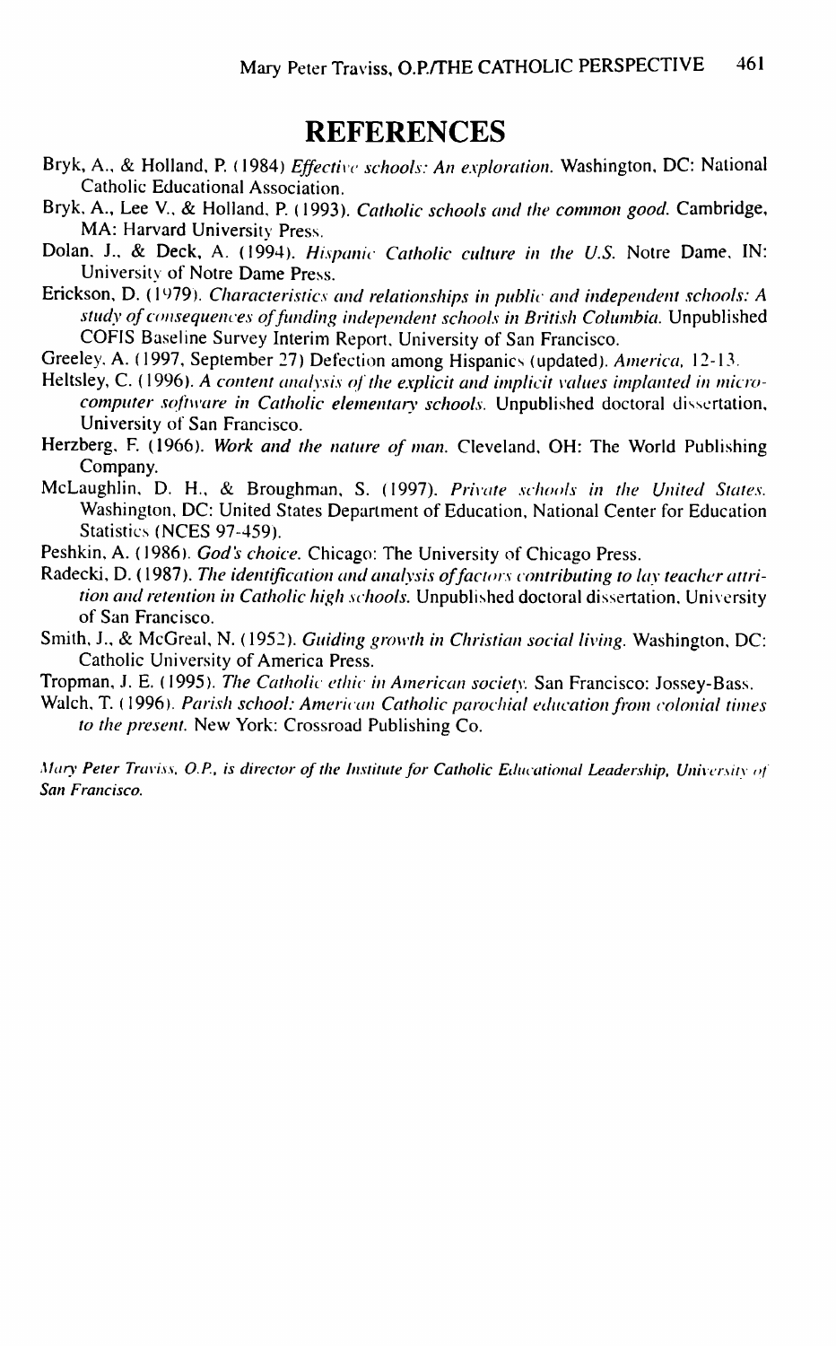# REFERENCES

Bryk, A., & Holland, P. (1984) *Effective schools: An exploration.* Washington, DC: National Catholic Educational Association.

Bryk, A., Lee V., & Holland, P. (1993). *Catholic schools and the common good.* Cambridge, MA: Harvard University Press.

Dolan, J., & Deck, A. (1994). *Hispanic Catholic culture in the U.S.* Notre Dame, IN: University of Notre Dame Press.

Erickson, D. (1979). *Characteristics and relationships in public and independent schools: A study of consequences of funding independent schools in British Columbia.* Unpublished COFIS Baseline Survey Interim Report, University of San Francisco.

Greeley, A. (1997, September 27) Defection among Hispanics (updated). *America,* 12-13.

Heltsley, C. (1996). *A content analysis of the explicit and implicit values implanted in micro-computer software in Catholic elementary schools.* Unpublished doctoral dissertation, University of San Francisco.

Herzberg, F. (1966). *Work and the nature of man.* Cleveland, OH: The World Publishing Company.

McLaughlin, D. H., & Broughman, S. (1997). *Private schools in the United States.* Washington, DC: United States Department of Education, National Center for Education Statistics (NCES 97-459).

Peshkin, A. (1986). *God's choice.* Chicago: The University of Chicago Press.

Radecki, D. (1987). *The identification and analysis of factors contributing to lay teacher attrition and retention in Catholic high schools.* Unpublished doctoral dissertation, University of San Francisco.

Smith, J., & McGreal, N. (1952). *Guiding growth in Christian social living.* Washington, DC: Catholic University of America Press.

Tropman, J. E. (1995). *The Catholic ethic in American society.* San Francisco: Jossey-Bass.

Walch, T. (1996). *Parish school: American Catholic parochial education from colonial times to the present.* New York: Crossroad Publishing Co.

*Mary Peter Traviss, O.P., is director of the Institute for Catholic Educational Leadership, University of San Francisco.*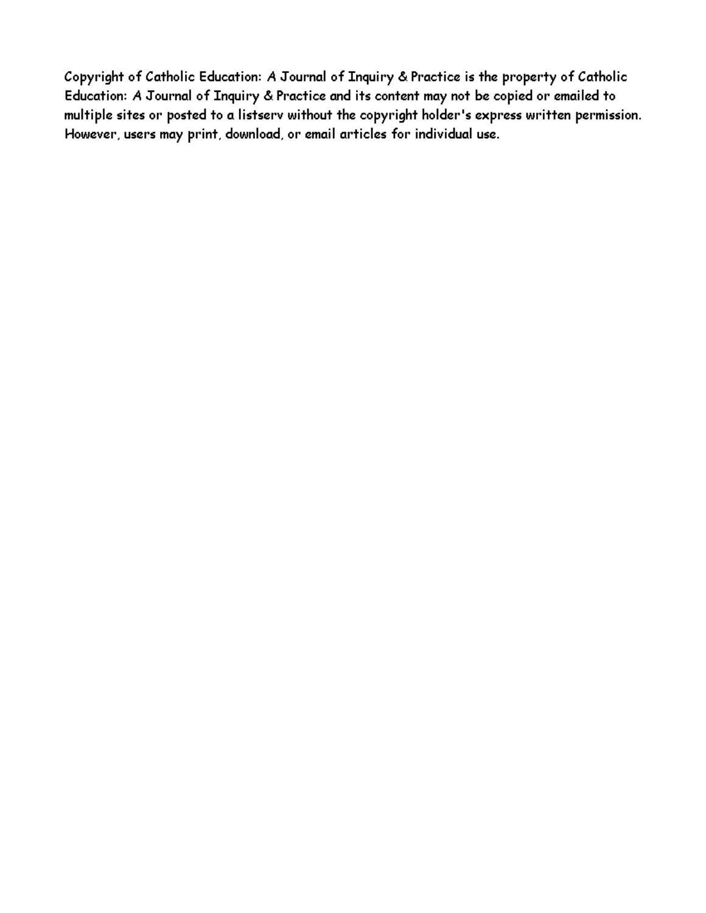Copyright of Catholic Education: A Journal of Inquiry & Practice is the property of Catholic Education: A Journal of Inquiry & Practice and its content may not be copied or emailed to multiple sites or posted to a listserv without the copyright holder's express written permission. However, users may print, download, or email articles for individual use.